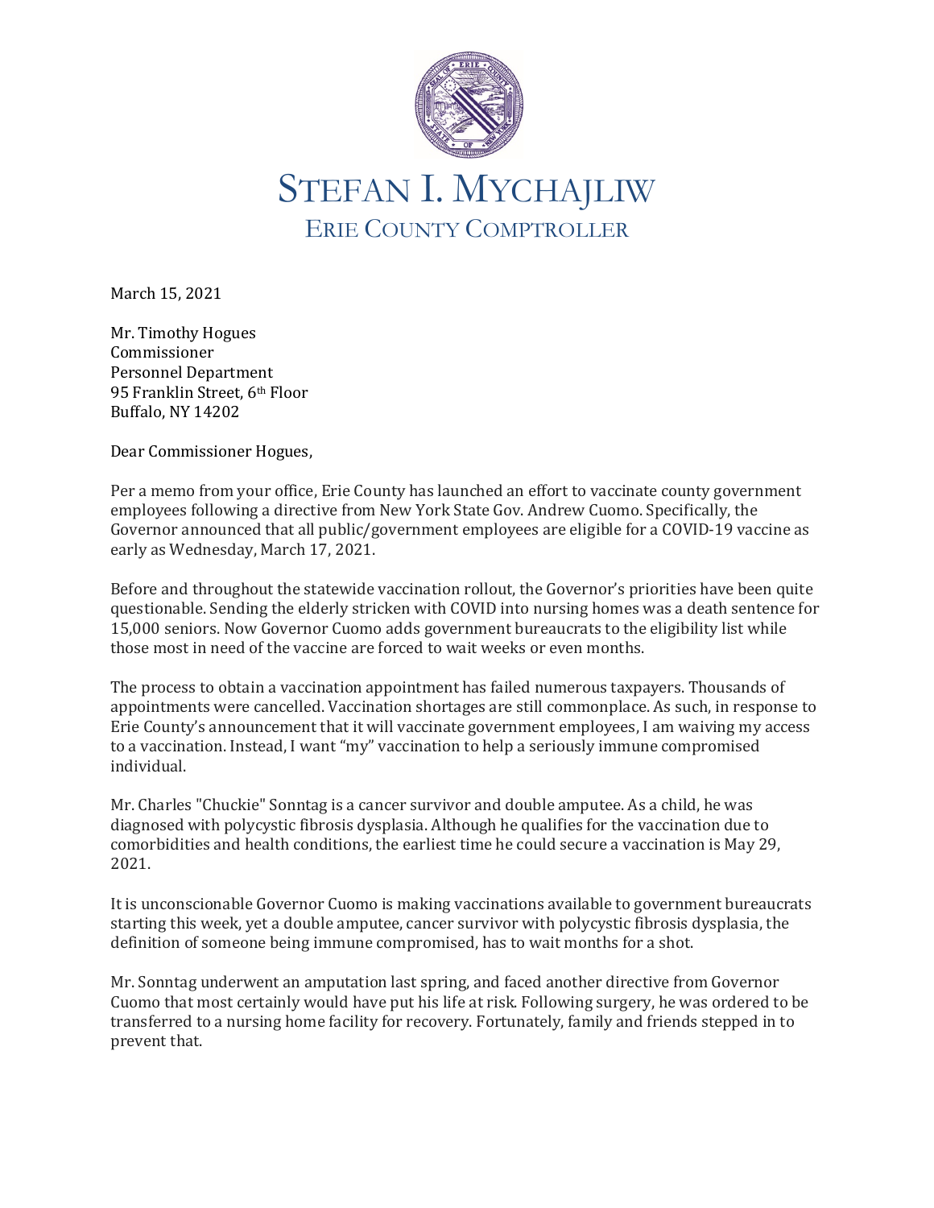# STEFAN I. MYCHAJLIW

## ERIE COUNTY COMPTROLLER

March 15, 2021

Mr. Timothy Hogues
Commissioner
Personnel Department
95 Franklin Street, 6th Floor
Buffalo, NY 14202

Dear Commissioner Hogues,

Per a memo from your office, Erie County has launched an effort to vaccinate county government employees following a directive from New York State Gov. Andrew Cuomo. Specifically, the Governor announced that all public/government employees are eligible for a COVID-19 vaccine as early as Wednesday, March 17, 2021.

Before and throughout the statewide vaccination rollout, the Governor's priorities have been quite questionable. Sending the elderly stricken with COVID into nursing homes was a death sentence for 15,000 seniors. Now Governor Cuomo adds government bureaucrats to the eligibility list while those most in need of the vaccine are forced to wait weeks or even months.

The process to obtain a vaccination appointment has failed numerous taxpayers. Thousands of appointments were cancelled. Vaccination shortages are still commonplace. As such, in response to Erie County's announcement that it will vaccinate government employees, I am waiving my access to a vaccination. Instead, I want "my" vaccination to help a seriously immune compromised individual.

Mr. Charles "Chuckie" Sonntag is a cancer survivor and double amputee. As a child, he was diagnosed with polycystic fibrosis dysplasia. Although he qualifies for the vaccination due to comorbidities and health conditions, the earliest time he could secure a vaccination is May 29, 2021.

It is unconscionable Governor Cuomo is making vaccinations available to government bureaucrats starting this week, yet a double amputee, cancer survivor with polycystic fibrosis dysplasia, the definition of someone being immune compromised, has to wait months for a shot.

Mr. Sonntag underwent an amputation last spring, and faced another directive from Governor Cuomo that most certainly would have put his life at risk. Following surgery, he was ordered to be transferred to a nursing home facility for recovery. Fortunately, family and friends stepped in to prevent that.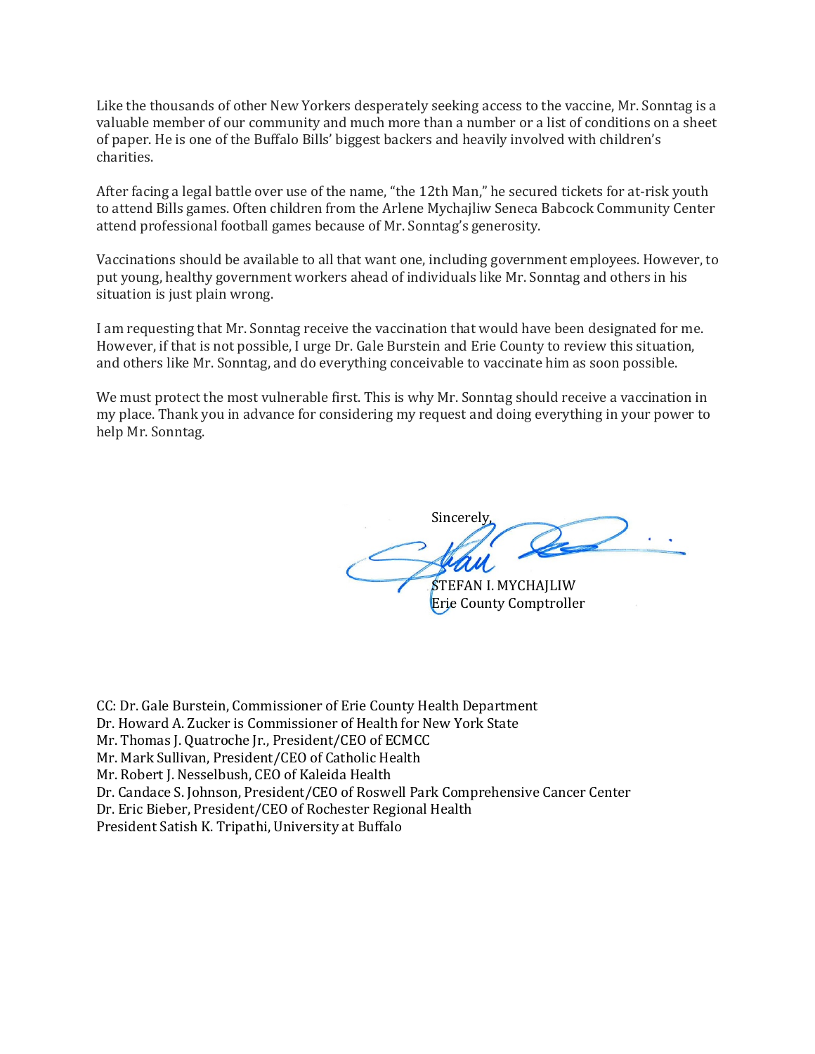Like the thousands of other New Yorkers desperately seeking access to the vaccine, Mr. Sonntag is a valuable member of our community and much more than a number or a list of conditions on a sheet of paper. He is one of the Buffalo Bills' biggest backers and heavily involved with children's charities.

After facing a legal battle over use of the name, "the 12th Man," he secured tickets for at-risk youth to attend Bills games. Often children from the Arlene Mychajliw Seneca Babcock Community Center attend professional football games because of Mr. Sonntag's generosity.

Vaccinations should be available to all that want one, including government employees. However, to put young, healthy government workers ahead of individuals like Mr. Sonntag and others in his situation is just plain wrong.

I am requesting that Mr. Sonntag receive the vaccination that would have been designated for me. However, if that is not possible, I urge Dr. Gale Burstein and Erie County to review this situation, and others like Mr. Sonntag, and do everything conceivable to vaccinate him as soon possible.

We must protect the most vulnerable first. This is why Mr. Sonntag should receive a vaccination in my place. Thank you in advance for considering my request and doing everything in your power to help Mr. Sonntag.

Sincerely,

STEFAN I. MYCHAJLIW
Erie County Comptroller

CC: Dr. Gale Burstein, Commissioner of Erie County Health Department
Dr. Howard A. Zucker is Commissioner of Health for New York State
Mr. Thomas J. Quatroche Jr., President/CEO of ECMCC
Mr. Mark Sullivan, President/CEO of Catholic Health
Mr. Robert J. Nesselbush, CEO of Kaleida Health
Dr. Candace S. Johnson, President/CEO of Roswell Park Comprehensive Cancer Center
Dr. Eric Bieber, President/CEO of Rochester Regional Health
President Satish K. Tripathi, University at Buffalo